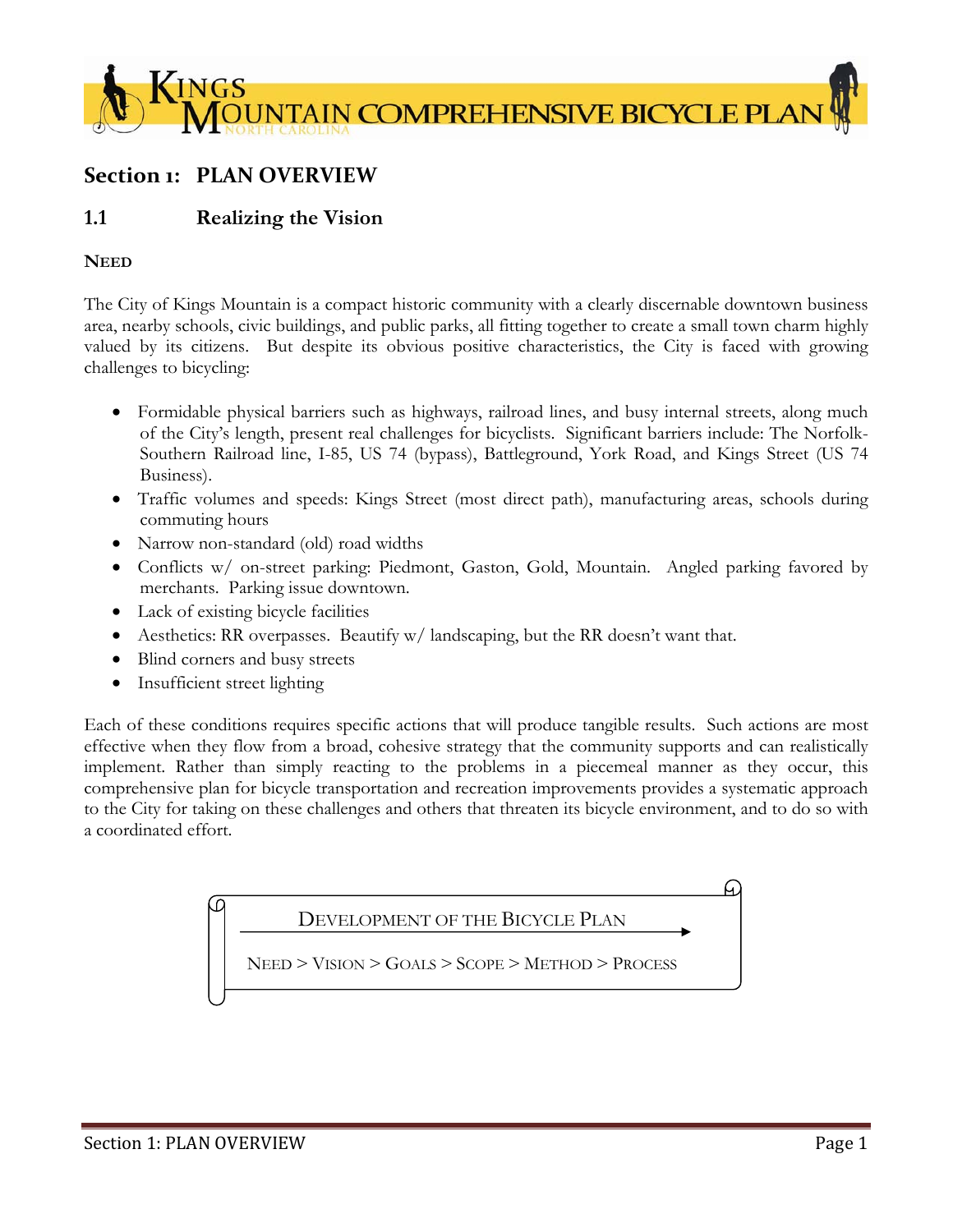# KINGS MOUNTAIN COMPREHENSIVE BICYCLE PLAN

NORTH CAROLINA

## Section 1: PLAN OVERVIEW

### 1.1 Realizing the Vision

**NEED**

The City of Kings Mountain is a compact historic community with a clearly discernable downtown business area, nearby schools, civic buildings, and public parks, all fitting together to create a small town charm highly valued by its citizens. But despite its obvious positive characteristics, the City is faced with growing challenges to bicycling:

- Formidable physical barriers such as highways, railroad lines, and busy internal streets, along much of the City's length, present real challenges for bicyclists. Significant barriers include: The Norfolk-Southern Railroad line, I-85, US 74 (bypass), Battleground, York Road, and Kings Street (US 74 Business).
- Traffic volumes and speeds: Kings Street (most direct path), manufacturing areas, schools during commuting hours
- Narrow non-standard (old) road widths
- Conflicts w/ on-street parking: Piedmont, Gaston, Gold, Mountain. Angled parking favored by merchants. Parking issue downtown.
- Lack of existing bicycle facilities
- Aesthetics: RR overpasses. Beautify w/ landscaping, but the RR doesn't want that.
- Blind corners and busy streets
- Insufficient street lighting

Each of these conditions requires specific actions that will produce tangible results. Such actions are most effective when they flow from a broad, cohesive strategy that the community supports and can realistically implement. Rather than simply reacting to the problems in a piecemeal manner as they occur, this comprehensive plan for bicycle transportation and recreation improvements provides a systematic approach to the City for taking on these challenges and others that threaten its bicycle environment, and to do so with a coordinated effort.

DEVELOPMENT OF THE BICYCLE PLAN

NEED > VISION > GOALS > SCOPE > METHOD > PROCESS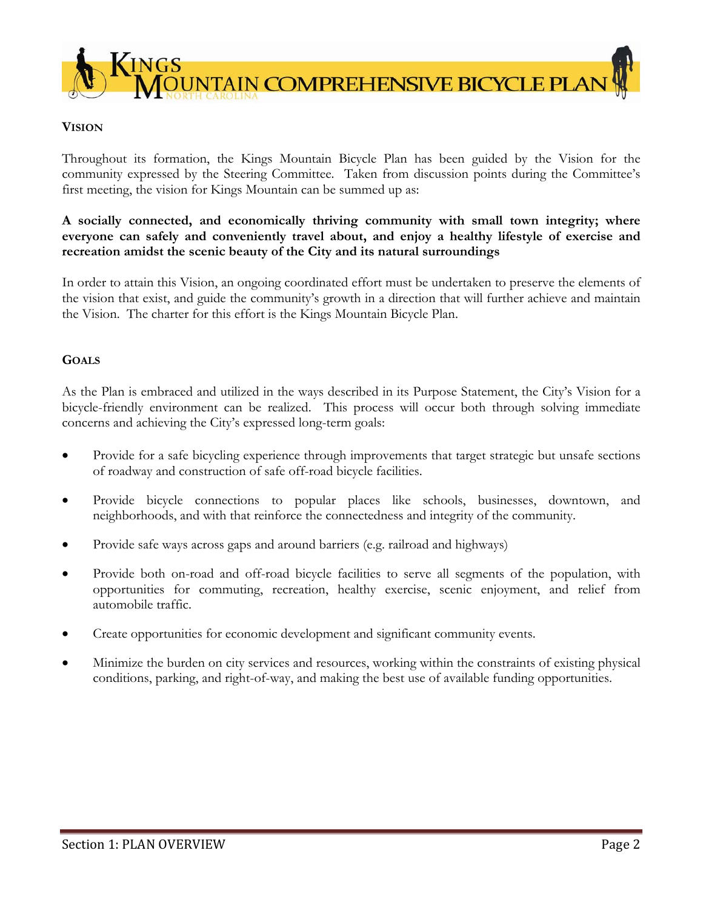## VISION

Throughout its formation, the Kings Mountain Bicycle Plan has been guided by the Vision for the community expressed by the Steering Committee. Taken from discussion points during the Committee's first meeting, the vision for Kings Mountain can be summed up as:

**A socially connected, and economically thriving community with small town integrity; where everyone can safely and conveniently travel about, and enjoy a healthy lifestyle of exercise and recreation amidst the scenic beauty of the City and its natural surroundings**

In order to attain this Vision, an ongoing coordinated effort must be undertaken to preserve the elements of the vision that exist, and guide the community's growth in a direction that will further achieve and maintain the Vision. The charter for this effort is the Kings Mountain Bicycle Plan.

## GOALS

As the Plan is embraced and utilized in the ways described in its Purpose Statement, the City's Vision for a bicycle-friendly environment can be realized. This process will occur both through solving immediate concerns and achieving the City's expressed long-term goals:

- Provide for a safe bicycling experience through improvements that target strategic but unsafe sections of roadway and construction of safe off-road bicycle facilities.
- Provide bicycle connections to popular places like schools, businesses, downtown, and neighborhoods, and with that reinforce the connectedness and integrity of the community.
- Provide safe ways across gaps and around barriers (e.g. railroad and highways)
- Provide both on-road and off-road bicycle facilities to serve all segments of the population, with opportunities for commuting, recreation, healthy exercise, scenic enjoyment, and relief from automobile traffic.
- Create opportunities for economic development and significant community events.
- Minimize the burden on city services and resources, working within the constraints of existing physical conditions, parking, and right-of-way, and making the best use of available funding opportunities.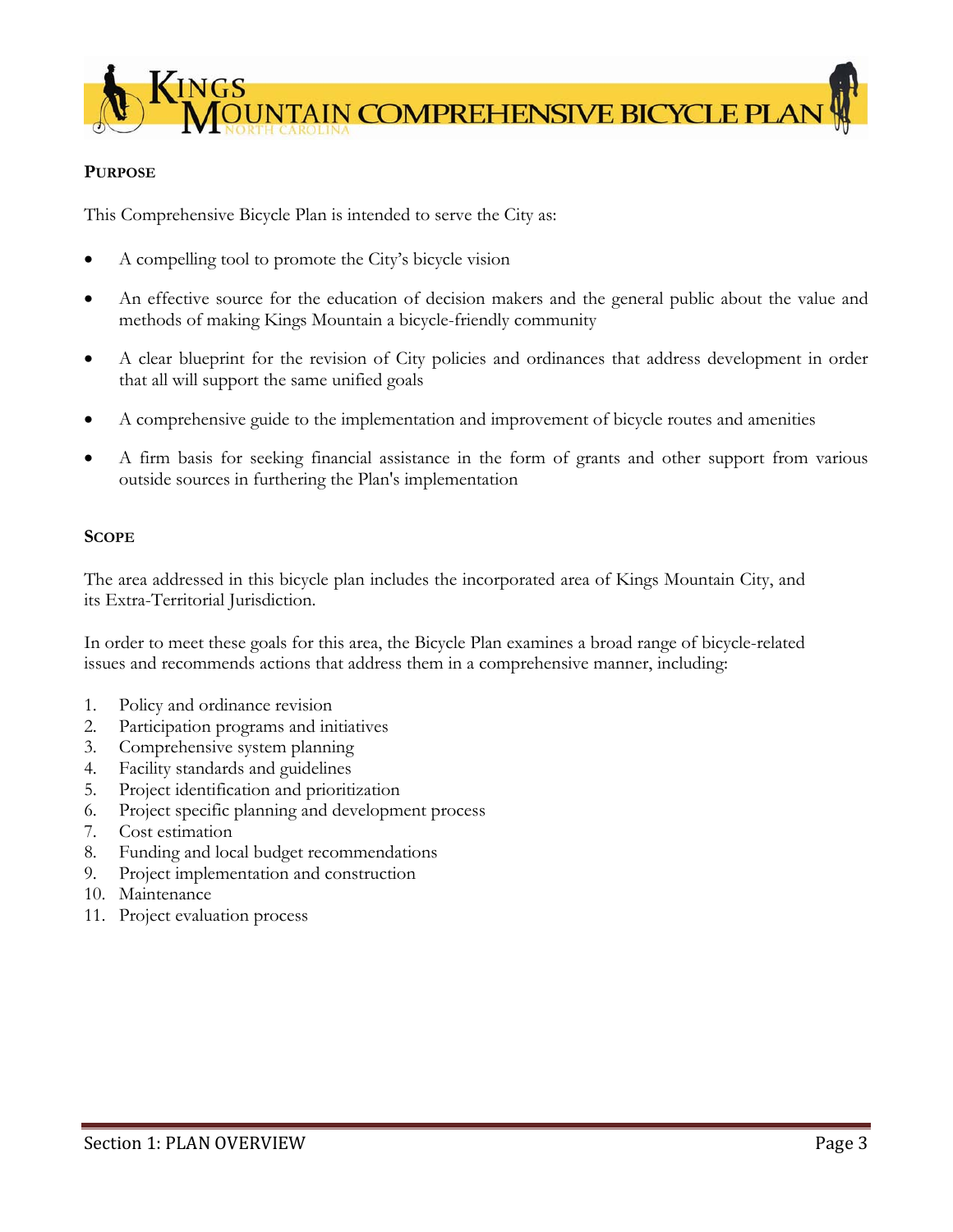## PURPOSE

This Comprehensive Bicycle Plan is intended to serve the City as:

- A compelling tool to promote the City's bicycle vision
- An effective source for the education of decision makers and the general public about the value and methods of making Kings Mountain a bicycle-friendly community
- A clear blueprint for the revision of City policies and ordinances that address development in order that all will support the same unified goals
- A comprehensive guide to the implementation and improvement of bicycle routes and amenities
- A firm basis for seeking financial assistance in the form of grants and other support from various outside sources in furthering the Plan's implementation

## SCOPE

The area addressed in this bicycle plan includes the incorporated area of Kings Mountain City, and its Extra-Territorial Jurisdiction.

In order to meet these goals for this area, the Bicycle Plan examines a broad range of bicycle-related issues and recommends actions that address them in a comprehensive manner, including:

1. Policy and ordinance revision
2. Participation programs and initiatives
3. Comprehensive system planning
4. Facility standards and guidelines
5. Project identification and prioritization
6. Project specific planning and development process
7. Cost estimation
8. Funding and local budget recommendations
9. Project implementation and construction
10. Maintenance
11. Project evaluation process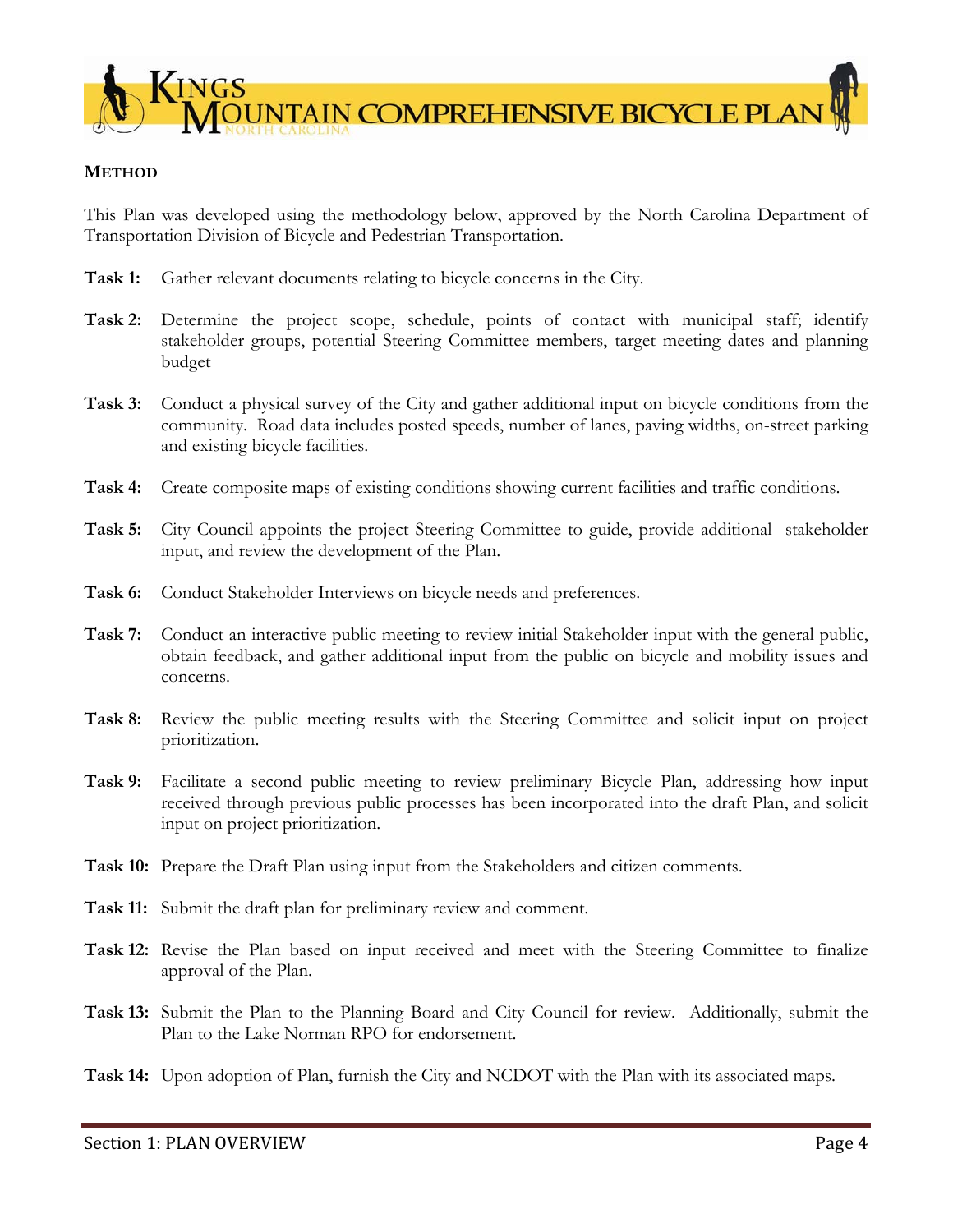## METHOD

This Plan was developed using the methodology below, approved by the North Carolina Department of Transportation Division of Bicycle and Pedestrian Transportation.

**Task 1:** Gather relevant documents relating to bicycle concerns in the City.

**Task 2:** Determine the project scope, schedule, points of contact with municipal staff; identify stakeholder groups, potential Steering Committee members, target meeting dates and planning budget

**Task 3:** Conduct a physical survey of the City and gather additional input on bicycle conditions from the community. Road data includes posted speeds, number of lanes, paving widths, on-street parking and existing bicycle facilities.

**Task 4:** Create composite maps of existing conditions showing current facilities and traffic conditions.

**Task 5:** City Council appoints the project Steering Committee to guide, provide additional stakeholder input, and review the development of the Plan.

**Task 6:** Conduct Stakeholder Interviews on bicycle needs and preferences.

**Task 7:** Conduct an interactive public meeting to review initial Stakeholder input with the general public, obtain feedback, and gather additional input from the public on bicycle and mobility issues and concerns.

**Task 8:** Review the public meeting results with the Steering Committee and solicit input on project prioritization.

**Task 9:** Facilitate a second public meeting to review preliminary Bicycle Plan, addressing how input received through previous public processes has been incorporated into the draft Plan, and solicit input on project prioritization.

**Task 10:** Prepare the Draft Plan using input from the Stakeholders and citizen comments.

**Task 11:** Submit the draft plan for preliminary review and comment.

**Task 12:** Revise the Plan based on input received and meet with the Steering Committee to finalize approval of the Plan.

**Task 13:** Submit the Plan to the Planning Board and City Council for review. Additionally, submit the Plan to the Lake Norman RPO for endorsement.

**Task 14:** Upon adoption of Plan, furnish the City and NCDOT with the Plan with its associated maps.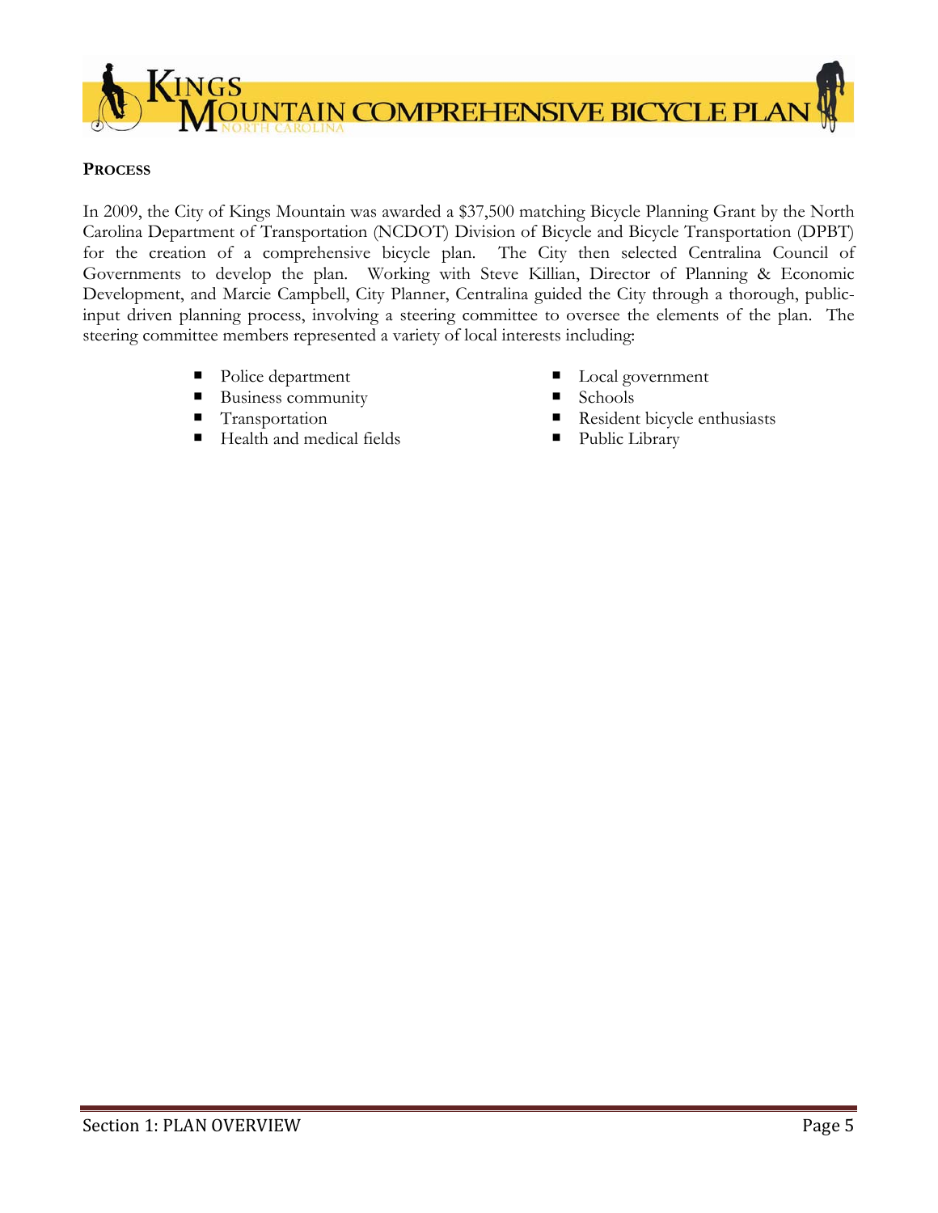## PROCESS

In 2009, the City of Kings Mountain was awarded a $37,500 matching Bicycle Planning Grant by the North Carolina Department of Transportation (NCDOT) Division of Bicycle and Bicycle Transportation (DPBT) for the creation of a comprehensive bicycle plan. The City then selected Centralina Council of Governments to develop the plan. Working with Steve Killian, Director of Planning & Economic Development, and Marcie Campbell, City Planner, Centralina guided the City through a thorough, public-input driven planning process, involving a steering committee to oversee the elements of the plan. The steering committee members represented a variety of local interests including:

- Police department
- Business community
- Transportation
- Health and medical fields
- Local government
- Schools
- Resident bicycle enthusiasts
- Public Library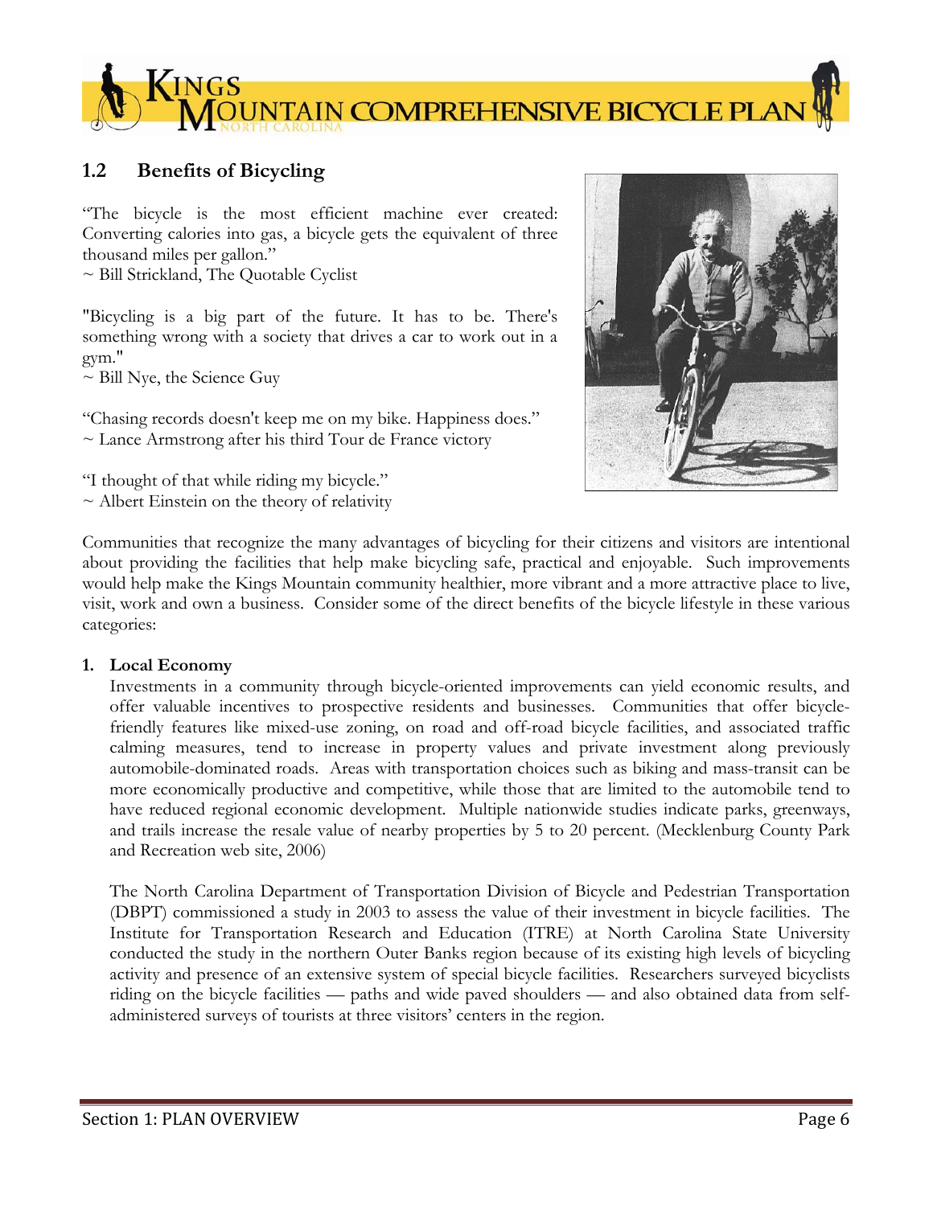## 1.2 Benefits of Bicycling

"The bicycle is the most efficient machine ever created: Converting calories into gas, a bicycle gets the equivalent of three thousand miles per gallon."
~ Bill Strickland, The Quotable Cyclist

"Bicycling is a big part of the future. It has to be. There's something wrong with a society that drives a car to work out in a gym."
~ Bill Nye, the Science Guy

"Chasing records doesn't keep me on my bike. Happiness does."
~ Lance Armstrong after his third Tour de France victory

"I thought of that while riding my bicycle."
~ Albert Einstein on the theory of relativity

Communities that recognize the many advantages of bicycling for their citizens and visitors are intentional about providing the facilities that help make bicycling safe, practical and enjoyable. Such improvements would help make the Kings Mountain community healthier, more vibrant and a more attractive place to live, visit, work and own a business. Consider some of the direct benefits of the bicycle lifestyle in these various categories:

1. **Local Economy**

   Investments in a community through bicycle-oriented improvements can yield economic results, and offer valuable incentives to prospective residents and businesses. Communities that offer bicycle-friendly features like mixed-use zoning, on road and off-road bicycle facilities, and associated traffic calming measures, tend to increase in property values and private investment along previously automobile-dominated roads. Areas with transportation choices such as biking and mass-transit can be more economically productive and competitive, while those that are limited to the automobile tend to have reduced regional economic development. Multiple nationwide studies indicate parks, greenways, and trails increase the resale value of nearby properties by 5 to 20 percent. (Mecklenburg County Park and Recreation web site, 2006)

   The North Carolina Department of Transportation Division of Bicycle and Pedestrian Transportation (DBPT) commissioned a study in 2003 to assess the value of their investment in bicycle facilities. The Institute for Transportation Research and Education (ITRE) at North Carolina State University conducted the study in the northern Outer Banks region because of its existing high levels of bicycling activity and presence of an extensive system of special bicycle facilities. Researchers surveyed bicyclists riding on the bicycle facilities — paths and wide paved shoulders — and also obtained data from self-administered surveys of tourists at three visitors' centers in the region.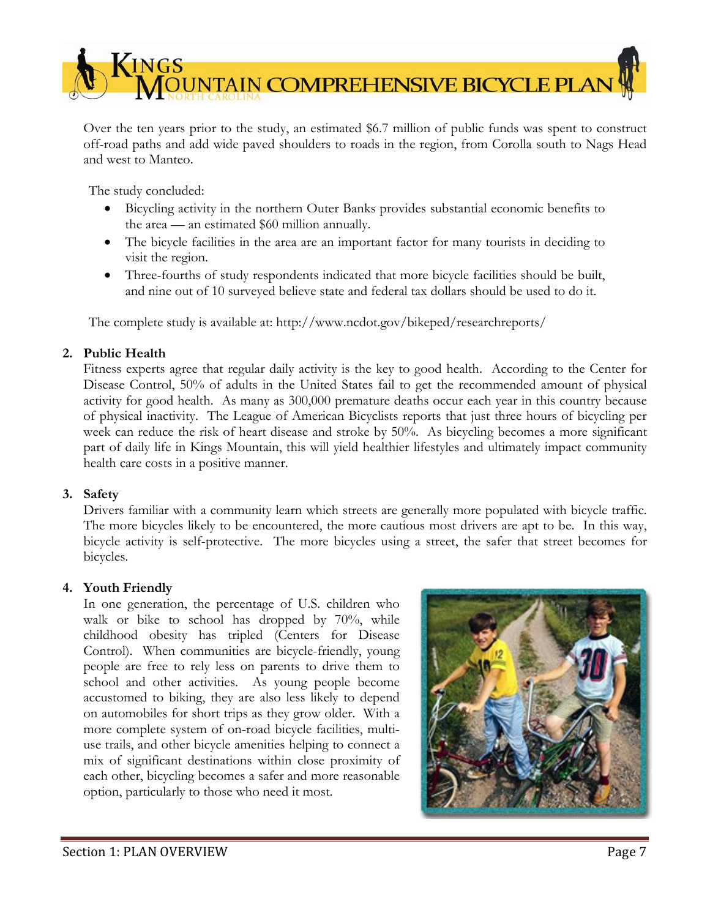Over the ten years prior to the study, an estimated $6.7 million of public funds was spent to construct off-road paths and add wide paved shoulders to roads in the region, from Corolla south to Nags Head and west to Manteo.

The study concluded:

- Bicycling activity in the northern Outer Banks provides substantial economic benefits to the area — an estimated $60 million annually.
- The bicycle facilities in the area are an important factor for many tourists in deciding to visit the region.
- Three-fourths of study respondents indicated that more bicycle facilities should be built, and nine out of 10 surveyed believe state and federal tax dollars should be used to do it.

The complete study is available at: http://www.ncdot.gov/bikeped/researchreports/

2. **Public Health**

Fitness experts agree that regular daily activity is the key to good health. According to the Center for Disease Control, 50% of adults in the United States fail to get the recommended amount of physical activity for good health. As many as 300,000 premature deaths occur each year in this country because of physical inactivity. The League of American Bicyclists reports that just three hours of bicycling per week can reduce the risk of heart disease and stroke by 50%. As bicycling becomes a more significant part of daily life in Kings Mountain, this will yield healthier lifestyles and ultimately impact community health care costs in a positive manner.

3. **Safety**

Drivers familiar with a community learn which streets are generally more populated with bicycle traffic. The more bicycles likely to be encountered, the more cautious most drivers are apt to be. In this way, bicycle activity is self-protective. The more bicycles using a street, the safer that street becomes for bicycles.

4. **Youth Friendly**

In one generation, the percentage of U.S. children who walk or bike to school has dropped by 70%, while childhood obesity has tripled (Centers for Disease Control). When communities are bicycle-friendly, young people are free to rely less on parents to drive them to school and other activities. As young people become accustomed to biking, they are also less likely to depend on automobiles for short trips as they grow older. With a more complete system of on-road bicycle facilities, multi-use trails, and other bicycle amenities helping to connect a mix of significant destinations within close proximity of each other, bicycling becomes a safer and more reasonable option, particularly to those who need it most.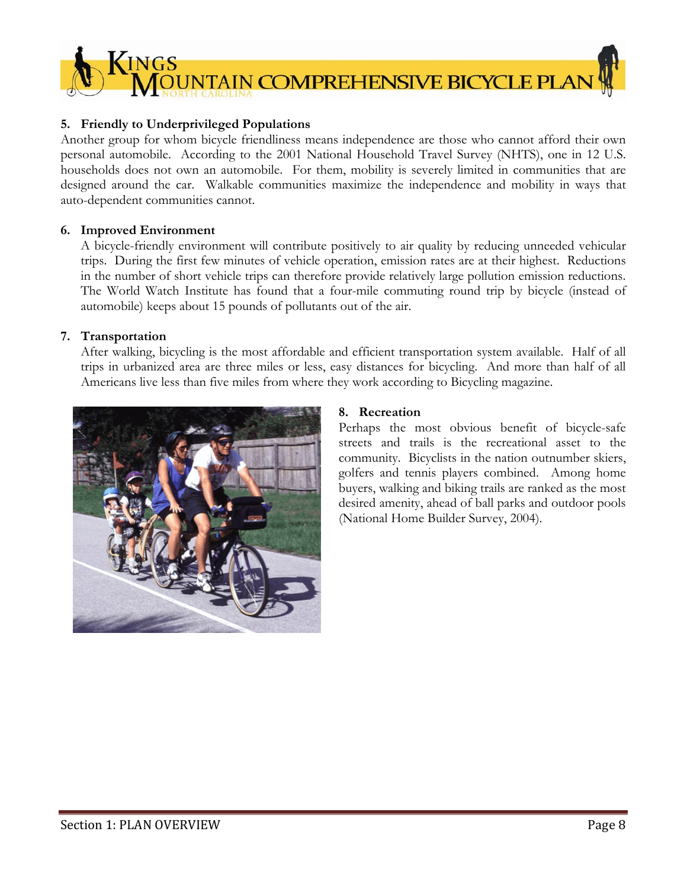5. **Friendly to Underprivileged Populations**

Another group for whom bicycle friendliness means independence are those who cannot afford their own personal automobile. According to the 2001 National Household Travel Survey (NHTS), one in 12 U.S. households does not own an automobile. For them, mobility is severely limited in communities that are designed around the car. Walkable communities maximize the independence and mobility in ways that auto-dependent communities cannot.

6. **Improved Environment**

A bicycle-friendly environment will contribute positively to air quality by reducing unneeded vehicular trips. During the first few minutes of vehicle operation, emission rates are at their highest. Reductions in the number of short vehicle trips can therefore provide relatively large pollution emission reductions. The World Watch Institute has found that a four-mile commuting round trip by bicycle (instead of automobile) keeps about 15 pounds of pollutants out of the air.

7. **Transportation**

After walking, bicycling is the most affordable and efficient transportation system available. Half of all trips in urbanized area are three miles or less, easy distances for bicycling. And more than half of all Americans live less than five miles from where they work according to Bicycling magazine.

8. **Recreation**

Perhaps the most obvious benefit of bicycle-safe streets and trails is the recreational asset to the community. Bicyclists in the nation outnumber skiers, golfers and tennis players combined. Among home buyers, walking and biking trails are ranked as the most desired amenity, ahead of ball parks and outdoor pools (National Home Builder Survey, 2004).